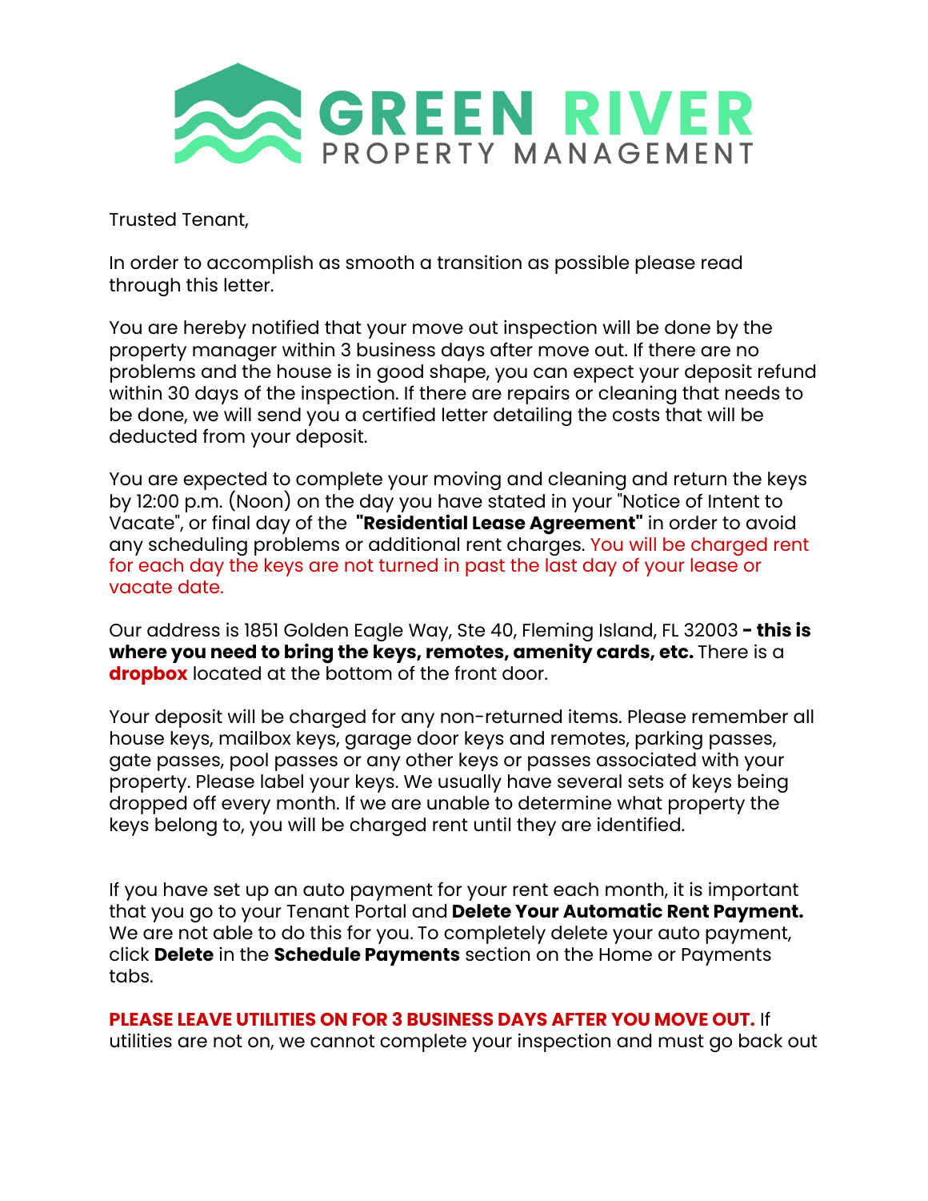# GREEN RIVER
PROPERTY MANAGEMENT

Trusted Tenant,

In order to accomplish as smooth a transition as possible please read through this letter.

You are hereby notified that your move out inspection will be done by the property manager within 3 business days after move out. If there are no problems and the house is in good shape, you can expect your deposit refund within 30 days of the inspection. If there are repairs or cleaning that needs to be done, we will send you a certified letter detailing the costs that will be deducted from your deposit.

You are expected to complete your moving and cleaning and return the keys by 12:00 p.m. (Noon) on the day you have stated in your "Notice of Intent to Vacate", or final day of the **"Residential Lease Agreement"** in order to avoid any scheduling problems or additional rent charges. You will be charged rent for each day the keys are not turned in past the last day of your lease or vacate date.

Our address is 1851 Golden Eagle Way, Ste 40, Fleming Island, FL 32003 **- this is where you need to bring the keys, remotes, amenity cards, etc.** There is a **dropbox** located at the bottom of the front door.

Your deposit will be charged for any non-returned items. Please remember all house keys, mailbox keys, garage door keys and remotes, parking passes, gate passes, pool passes or any other keys or passes associated with your property. Please label your keys. We usually have several sets of keys being dropped off every month. If we are unable to determine what property the keys belong to, you will be charged rent until they are identified.

If you have set up an auto payment for your rent each month, it is important that you go to your Tenant Portal and **Delete Your Automatic Rent Payment.** We are not able to do this for you. To completely delete your auto payment, click **Delete** in the **Schedule Payments** section on the Home or Payments tabs.

**PLEASE LEAVE UTILITIES ON FOR 3 BUSINESS DAYS AFTER YOU MOVE OUT.** If utilities are not on, we cannot complete your inspection and must go back out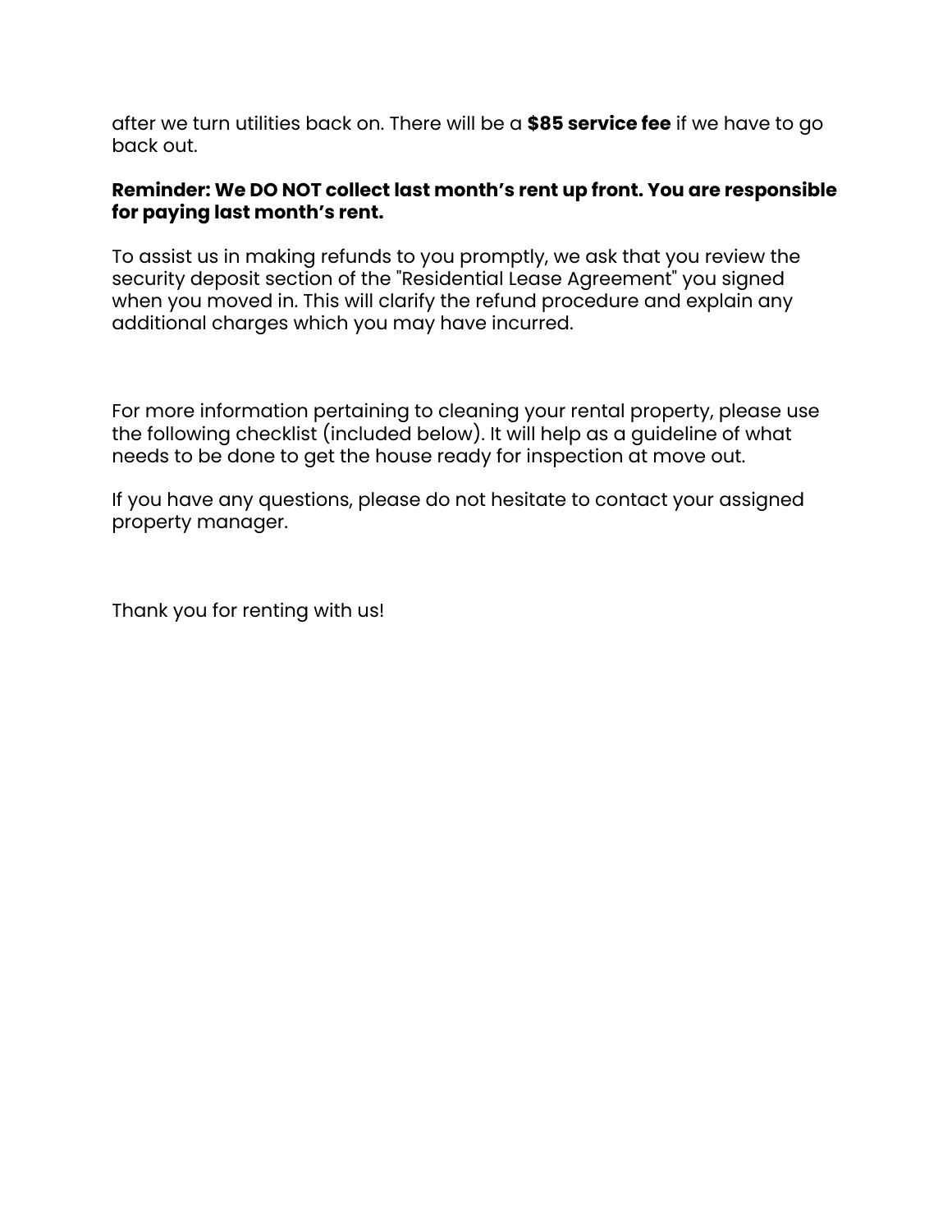after we turn utilities back on. There will be a **$85 service fee** if we have to go back out.

**Reminder: We DO NOT collect last month's rent up front. You are responsible for paying last month's rent.**

To assist us in making refunds to you promptly, we ask that you review the security deposit section of the "Residential Lease Agreement" you signed when you moved in. This will clarify the refund procedure and explain any additional charges which you may have incurred.

For more information pertaining to cleaning your rental property, please use the following checklist (included below). It will help as a guideline of what needs to be done to get the house ready for inspection at move out.

If you have any questions, please do not hesitate to contact your assigned property manager.

Thank you for renting with us!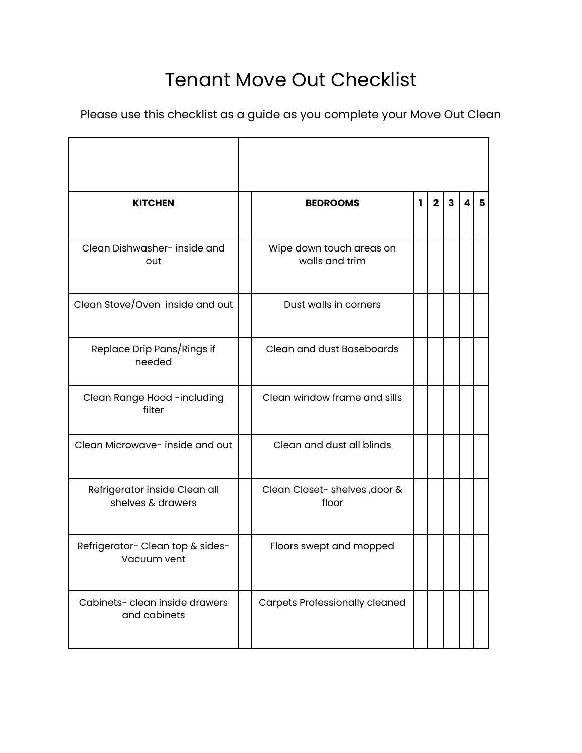# Tenant Move Out Checklist

Please use this checklist as a guide as you complete your Move Out Clean

| | | | | | | | |
|---|---|---|---|---|---|---|---|
| **KITCHEN** | | **BEDROOMS** | **1** | **2** | **3** | **4** | **5** |
| Clean Dishwasher- inside and out | | Wipe down touch areas on walls and trim | | | | | |
| Clean Stove/Oven inside and out | | Dust walls in corners | | | | | |
| Replace Drip Pans/Rings if needed | | Clean and dust Baseboards | | | | | |
| Clean Range Hood -including filter | | Clean window frame and sills | | | | | |
| Clean Microwave- inside and out | | Clean and dust all blinds | | | | | |
| Refrigerator inside Clean all shelves & drawers | | Clean Closet- shelves ,door & floor | | | | | |
| Refrigerator- Clean top & sides- Vacuum vent | | Floors swept and mopped | | | | | |
| Cabinets- clean inside drawers and cabinets | | Carpets Professionally cleaned | | | | | |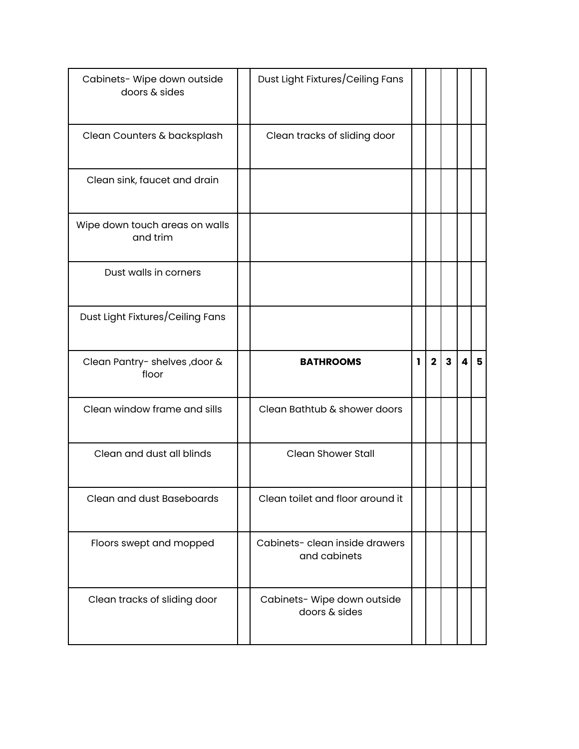| | | | | | | | |
|---|---|---|---|---|---|---|---|
| Cabinets- Wipe down outside doors & sides | | Dust Light Fixtures/Ceiling Fans | | | | | |
| Clean Counters & backsplash | | Clean tracks of sliding door | | | | | |
| Clean sink, faucet and drain | | | | | | | |
| Wipe down touch areas on walls and trim | | | | | | | |
| Dust walls in corners | | | | | | | |
| Dust Light Fixtures/Ceiling Fans | | | | | | | |
| Clean Pantry- shelves ,door & floor | | **BATHROOMS** | **1** | **2** | **3** | **4** | **5** |
| Clean window frame and sills | | Clean Bathtub & shower doors | | | | | |
| Clean and dust all blinds | | Clean Shower Stall | | | | | |
| Clean and dust Baseboards | | Clean toilet and floor around it | | | | | |
| Floors swept and mopped | | Cabinets- clean inside drawers and cabinets | | | | | |
| Clean tracks of sliding door | | Cabinets- Wipe down outside doors & sides | | | | | |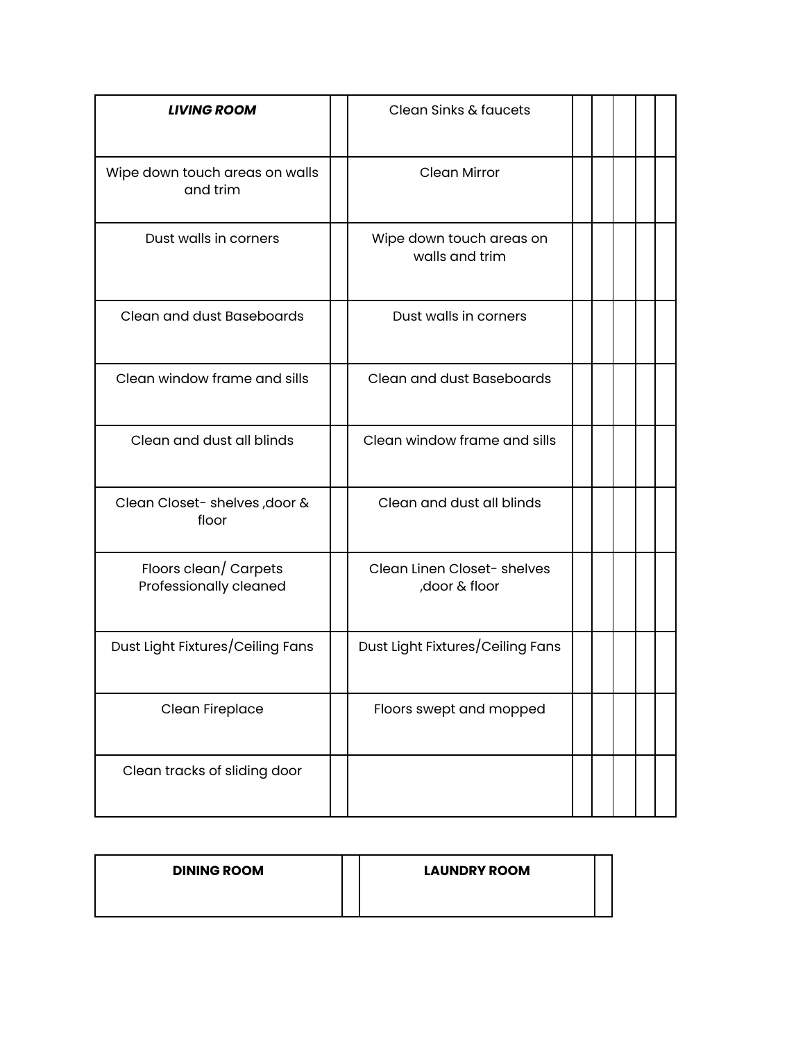| ***LIVING ROOM*** | | Clean Sinks & faucets | | | | | |
|---|---|---|---|---|---|---|---|
| Wipe down touch areas on walls and trim | | Clean Mirror | | | | | |
| Dust walls in corners | | Wipe down touch areas on walls and trim | | | | | |
| Clean and dust Baseboards | | Dust walls in corners | | | | | |
| Clean window frame and sills | | Clean and dust Baseboards | | | | | |
| Clean and dust all blinds | | Clean window frame and sills | | | | | |
| Clean Closet- shelves ,door & floor | | Clean and dust all blinds | | | | | |
| Floors clean/ Carpets Professionally cleaned | | Clean Linen Closet- shelves ,door & floor | | | | | |
| Dust Light Fixtures/Ceiling Fans | | Dust Light Fixtures/Ceiling Fans | | | | | |
| Clean Fireplace | | Floors swept and mopped | | | | | |
| Clean tracks of sliding door | | | | | | | |

| **DINING ROOM** | | **LAUNDRY ROOM** | |
|---|---|---|---|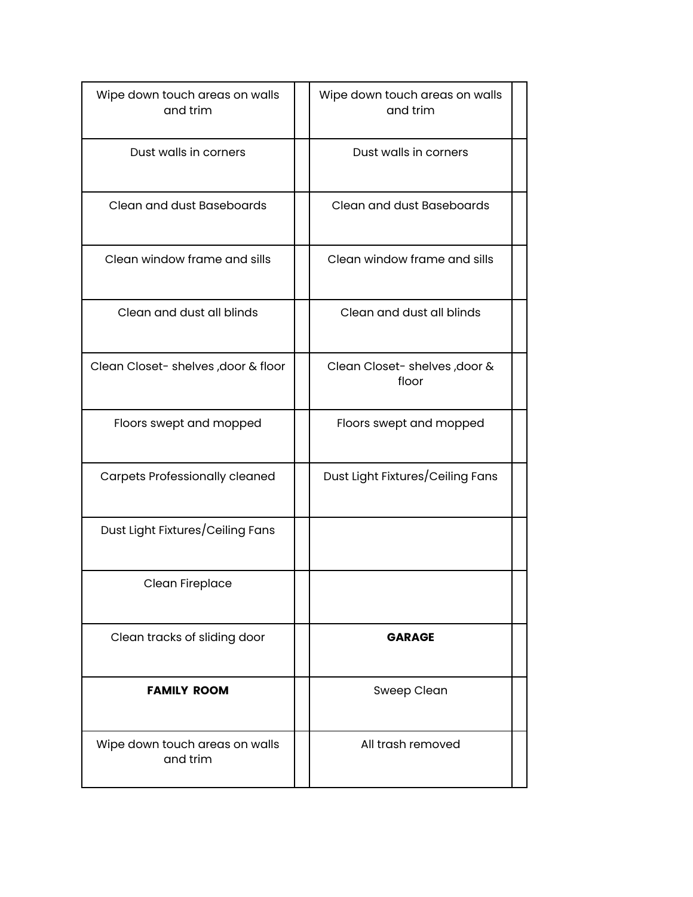| | | | |
|---|---|---|---|
| Wipe down touch areas on walls and trim | | Wipe down touch areas on walls and trim | |
| Dust walls in corners | | Dust walls in corners | |
| Clean and dust Baseboards | | Clean and dust Baseboards | |
| Clean window frame and sills | | Clean window frame and sills | |
| Clean and dust all blinds | | Clean and dust all blinds | |
| Clean Closet- shelves ,door & floor | | Clean Closet- shelves ,door & floor | |
| Floors swept and mopped | | Floors swept and mopped | |
| Carpets Professionally cleaned | | Dust Light Fixtures/Ceiling Fans | |
| Dust Light Fixtures/Ceiling Fans | | | |
| Clean Fireplace | | | |
| Clean tracks of sliding door | | **GARAGE** | |
| **FAMILY ROOM** | | Sweep Clean | |
| Wipe down touch areas on walls and trim | | All trash removed | |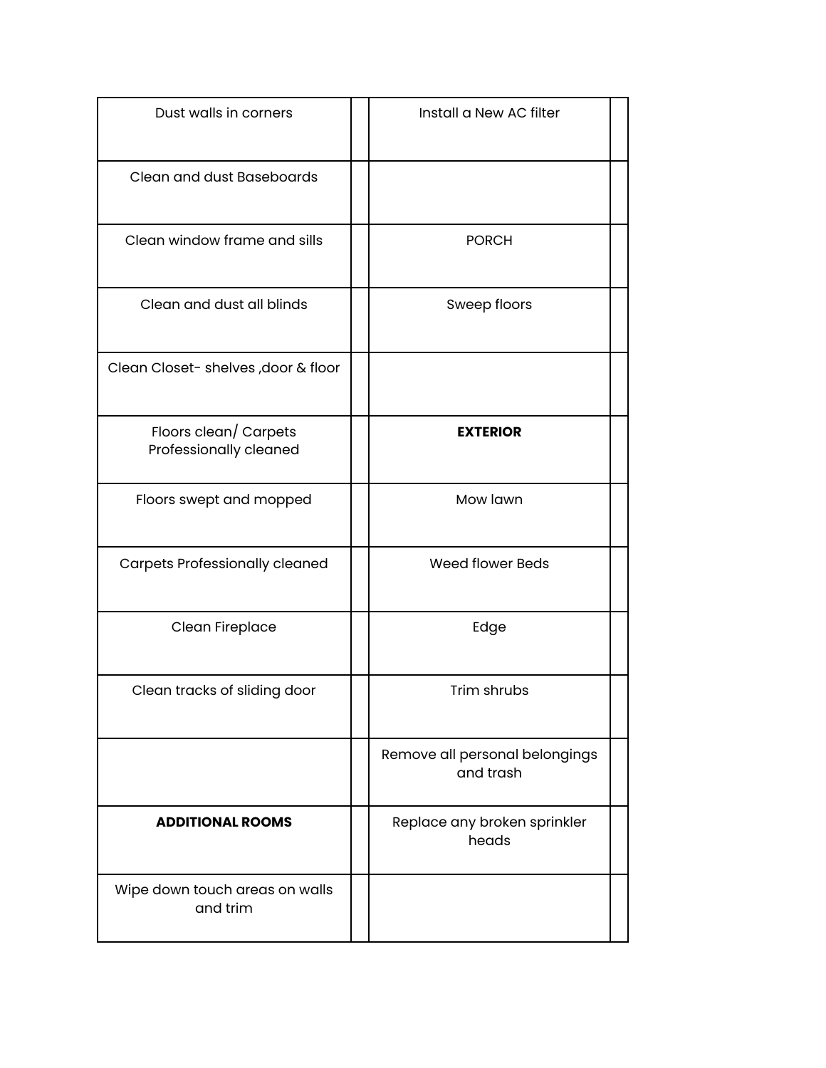| Dust walls in corners | | Install a New AC filter | |
|---|---|---|---|
| Clean and dust Baseboards | | | |
| Clean window frame and sills | | PORCH | |
| Clean and dust all blinds | | Sweep floors | |
| Clean Closet- shelves ,door & floor | | | |
| Floors clean/ Carpets Professionally cleaned | | **EXTERIOR** | |
| Floors swept and mopped | | Mow lawn | |
| Carpets Professionally cleaned | | Weed flower Beds | |
| Clean Fireplace | | Edge | |
| Clean tracks of sliding door | | Trim shrubs | |
| | | Remove all personal belongings and trash | |
| **ADDITIONAL ROOMS** | | Replace any broken sprinkler heads | |
| Wipe down touch areas on walls and trim | | | |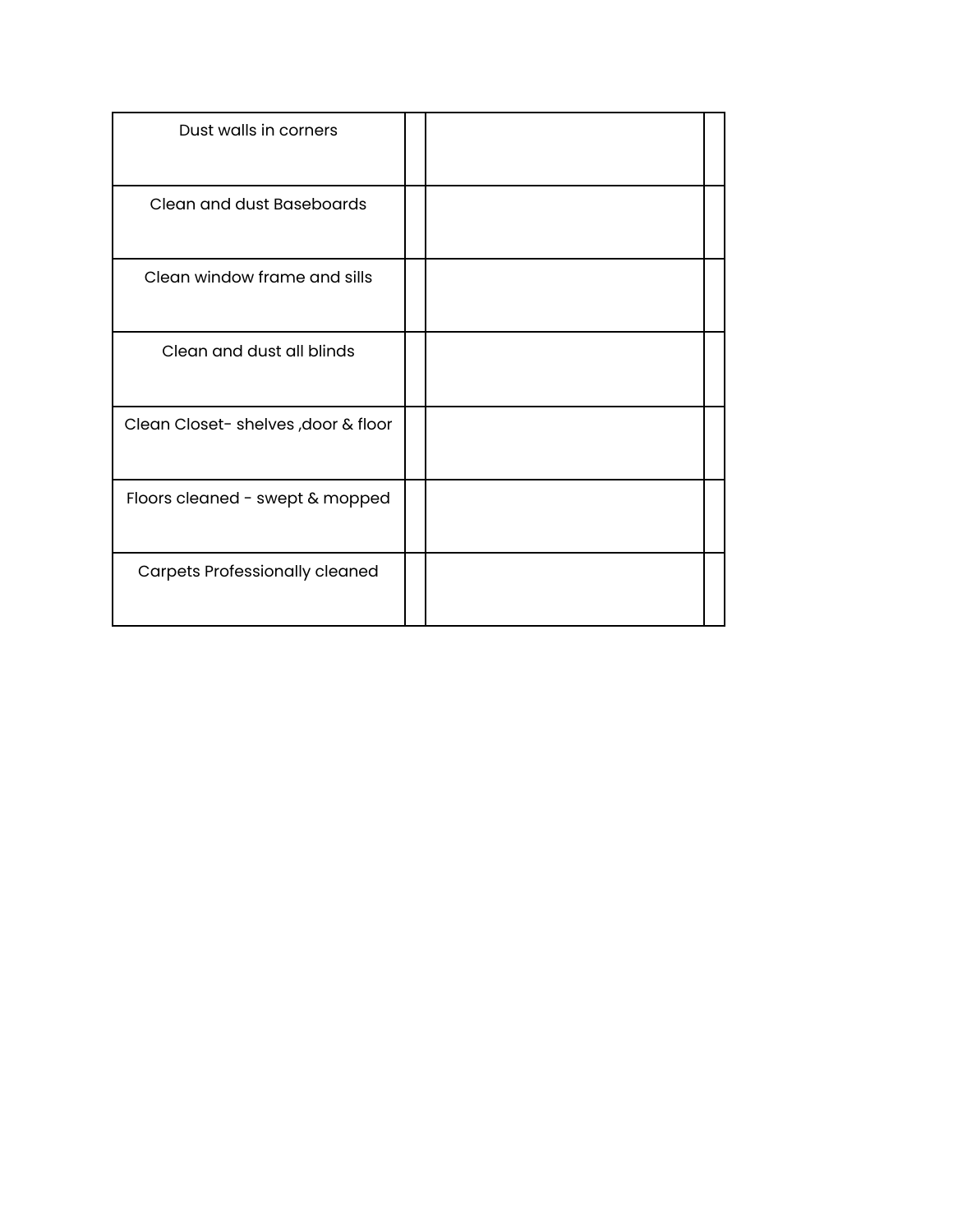| | | | |
|---|---|---|---|
| Dust walls in corners | | | |
| Clean and dust Baseboards | | | |
| Clean window frame and sills | | | |
| Clean and dust all blinds | | | |
| Clean Closet- shelves ,door & floor | | | |
| Floors cleaned - swept & mopped | | | |
| Carpets Professionally cleaned | | | |